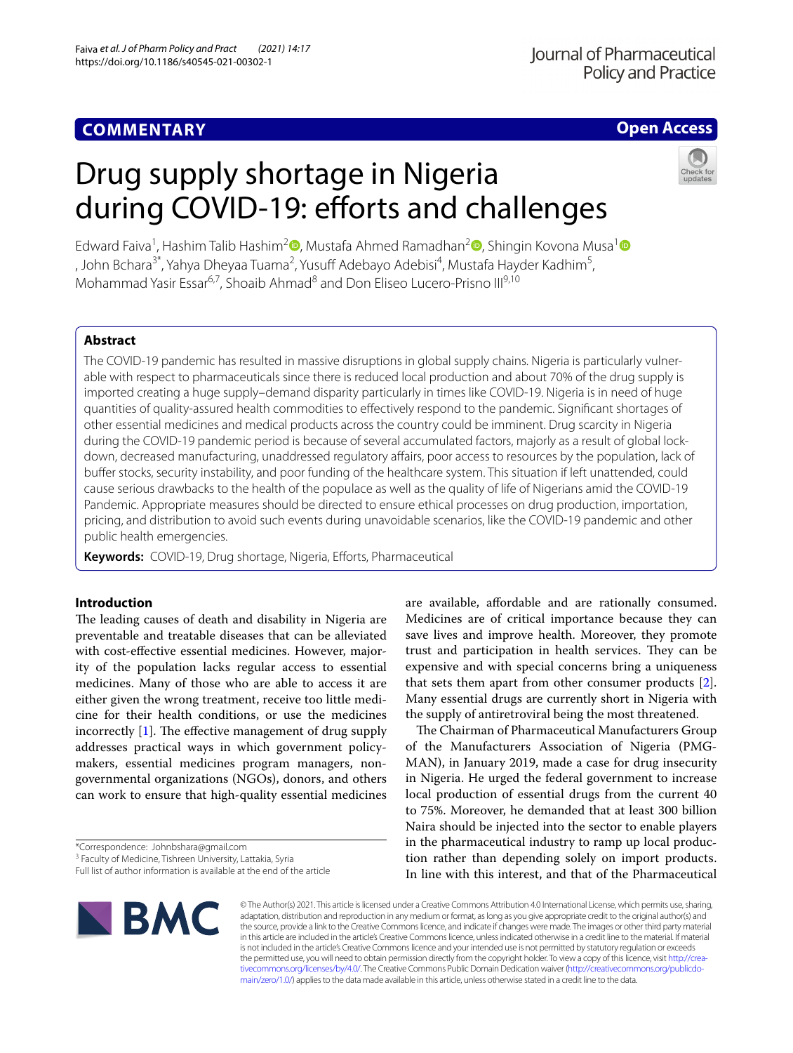**COMMENTARY** **Open Access**

# Drug supply shortage in Nigeria during COVID-19: efforts and challenges

Edward Faiva[1], Hashim Talib Hashim[2], Mustafa Ahmed Ramadhan[2], Shingin Kovona Musa[1], John Bchara[3*], Yahya Dheyaa Tuama[2], Yusuff Adebayo Adebisi[4], Mustafa Hayder Kadhim[5], Mohammad Yasir Essar[6,7], Shoaib Ahmad[8] and Don Eliseo Lucero-Prisno III[9,10]

## Abstract

The COVID-19 pandemic has resulted in massive disruptions in global supply chains. Nigeria is particularly vulnerable with respect to pharmaceuticals since there is reduced local production and about 70% of the drug supply is imported creating a huge supply–demand disparity particularly in times like COVID-19. Nigeria is in need of huge quantities of quality-assured health commodities to effectively respond to the pandemic. Significant shortages of other essential medicines and medical products across the country could be imminent. Drug scarcity in Nigeria during the COVID-19 pandemic period is because of several accumulated factors, majorly as a result of global lockdown, decreased manufacturing, unaddressed regulatory affairs, poor access to resources by the population, lack of buffer stocks, security instability, and poor funding of the healthcare system. This situation if left unattended, could cause serious drawbacks to the health of the populace as well as the quality of life of Nigerians amid the COVID-19 Pandemic. Appropriate measures should be directed to ensure ethical processes on drug production, importation, pricing, and distribution to avoid such events during unavoidable scenarios, like the COVID-19 pandemic and other public health emergencies.

**Keywords:** COVID-19, Drug shortage, Nigeria, Efforts, Pharmaceutical

## Introduction

The leading causes of death and disability in Nigeria are preventable and treatable diseases that can be alleviated with cost-effective essential medicines. However, majority of the population lacks regular access to essential medicines. Many of those who are able to access it are either given the wrong treatment, receive too little medicine for their health conditions, or use the medicines incorrectly [1]. The effective management of drug supply addresses practical ways in which government policymakers, essential medicines program managers, nongovernmental organizations (NGOs), donors, and others can work to ensure that high-quality essential medicines are available, affordable and are rationally consumed. Medicines are of critical importance because they can save lives and improve health. Moreover, they promote trust and participation in health services. They can be expensive and with special concerns bring a uniqueness that sets them apart from other consumer products [2]. Many essential drugs are currently short in Nigeria with the supply of antiretroviral being the most threatened.

The Chairman of Pharmaceutical Manufacturers Group of the Manufacturers Association of Nigeria (PMGMAN), in January 2019, made a case for drug insecurity in Nigeria. He urged the federal government to increase local production of essential drugs from the current 40 to 75%. Moreover, he demanded that at least 300 billion Naira should be injected into the sector to enable players in the pharmaceutical industry to ramp up local production rather than depending solely on import products. In line with this interest, and that of the Pharmaceutical

*Correspondence: Johnbshara@gmail.com
[3] Faculty of Medicine, Tishreen University, Lattakia, Syria
Full list of author information is available at the end of the article

© The Author(s) 2021. This article is licensed under a Creative Commons Attribution 4.0 International License, which permits use, sharing, adaptation, distribution and reproduction in any medium or format, as long as you give appropriate credit to the original author(s) and the source, provide a link to the Creative Commons licence, and indicate if changes were made. The images or other third party material in this article are included in the article's Creative Commons licence, unless indicated otherwise in a credit line to the material. If material is not included in the article's Creative Commons licence and your intended use is not permitted by statutory regulation or exceeds the permitted use, you will need to obtain permission directly from the copyright holder. To view a copy of this licence, visit http://creativecommons.org/licenses/by/4.0/. The Creative Commons Public Domain Dedication waiver (http://creativecommons.org/publicdomain/zero/1.0/) applies to the data made available in this article, unless otherwise stated in a credit line to the data.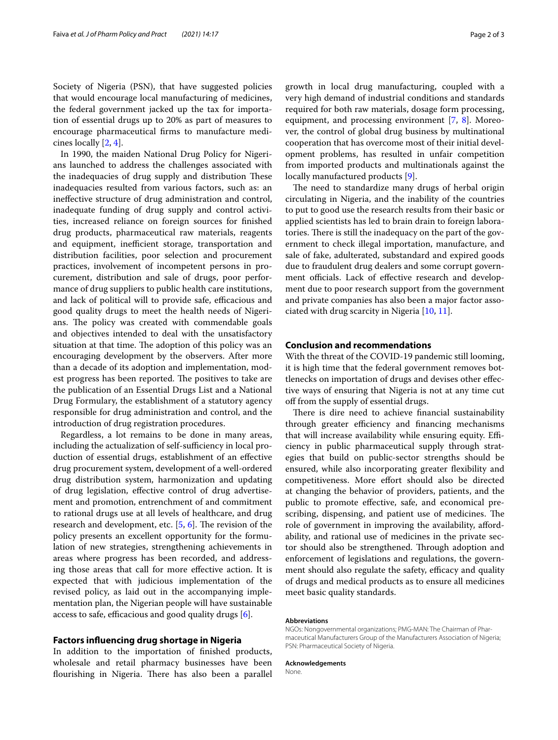Society of Nigeria (PSN), that have suggested policies that would encourage local manufacturing of medicines, the federal government jacked up the tax for importation of essential drugs up to 20% as part of measures to encourage pharmaceutical firms to manufacture medicines locally [2, 4].

In 1990, the maiden National Drug Policy for Nigerians launched to address the challenges associated with the inadequacies of drug supply and distribution These inadequacies resulted from various factors, such as: an ineffective structure of drug administration and control, inadequate funding of drug supply and control activities, increased reliance on foreign sources for finished drug products, pharmaceutical raw materials, reagents and equipment, inefficient storage, transportation and distribution facilities, poor selection and procurement practices, involvement of incompetent persons in procurement, distribution and sale of drugs, poor performance of drug suppliers to public health care institutions, and lack of political will to provide safe, efficacious and good quality drugs to meet the health needs of Nigerians. The policy was created with commendable goals and objectives intended to deal with the unsatisfactory situation at that time. The adoption of this policy was an encouraging development by the observers. After more than a decade of its adoption and implementation, modest progress has been reported. The positives to take are the publication of an Essential Drugs List and a National Drug Formulary, the establishment of a statutory agency responsible for drug administration and control, and the introduction of drug registration procedures.

Regardless, a lot remains to be done in many areas, including the actualization of self-sufficiency in local production of essential drugs, establishment of an effective drug procurement system, development of a well-ordered drug distribution system, harmonization and updating of drug legislation, effective control of drug advertisement and promotion, entrenchment of and commitment to rational drugs use at all levels of healthcare, and drug research and development, etc. [5, 6]. The revision of the policy presents an excellent opportunity for the formulation of new strategies, strengthening achievements in areas where progress has been recorded, and addressing those areas that call for more effective action. It is expected that with judicious implementation of the revised policy, as laid out in the accompanying implementation plan, the Nigerian people will have sustainable access to safe, efficacious and good quality drugs [6].

## Factors influencing drug shortage in Nigeria

In addition to the importation of finished products, wholesale and retail pharmacy businesses have been flourishing in Nigeria. There has also been a parallel growth in local drug manufacturing, coupled with a very high demand of industrial conditions and standards required for both raw materials, dosage form processing, equipment, and processing environment [7, 8]. Moreover, the control of global drug business by multinational cooperation that has overcome most of their initial development problems, has resulted in unfair competition from imported products and multinationals against the locally manufactured products [9].

The need to standardize many drugs of herbal origin circulating in Nigeria, and the inability of the countries to put to good use the research results from their basic or applied scientists has led to brain drain to foreign laboratories. There is still the inadequacy on the part of the government to check illegal importation, manufacture, and sale of fake, adulterated, substandard and expired goods due to fraudulent drug dealers and some corrupt government officials. Lack of effective research and development due to poor research support from the government and private companies has also been a major factor associated with drug scarcity in Nigeria [10, 11].

## Conclusion and recommendations

With the threat of the COVID-19 pandemic still looming, it is high time that the federal government removes bottlenecks on importation of drugs and devises other effective ways of ensuring that Nigeria is not at any time cut off from the supply of essential drugs.

There is dire need to achieve financial sustainability through greater efficiency and financing mechanisms that will increase availability while ensuring equity. Efficiency in public pharmaceutical supply through strategies that build on public-sector strengths should be ensured, while also incorporating greater flexibility and competitiveness. More effort should also be directed at changing the behavior of providers, patients, and the public to promote effective, safe, and economical prescribing, dispensing, and patient use of medicines. The role of government in improving the availability, affordability, and rational use of medicines in the private sector should also be strengthened. Through adoption and enforcement of legislations and regulations, the government should also regulate the safety, efficacy and quality of drugs and medical products as to ensure all medicines meet basic quality standards.

**Abbreviations**

NGOs: Nongovernmental organizations; PMG-MAN: The Chairman of Pharmaceutical Manufacturers Group of the Manufacturers Association of Nigeria; PSN: Pharmaceutical Society of Nigeria.

**Acknowledgements**

None.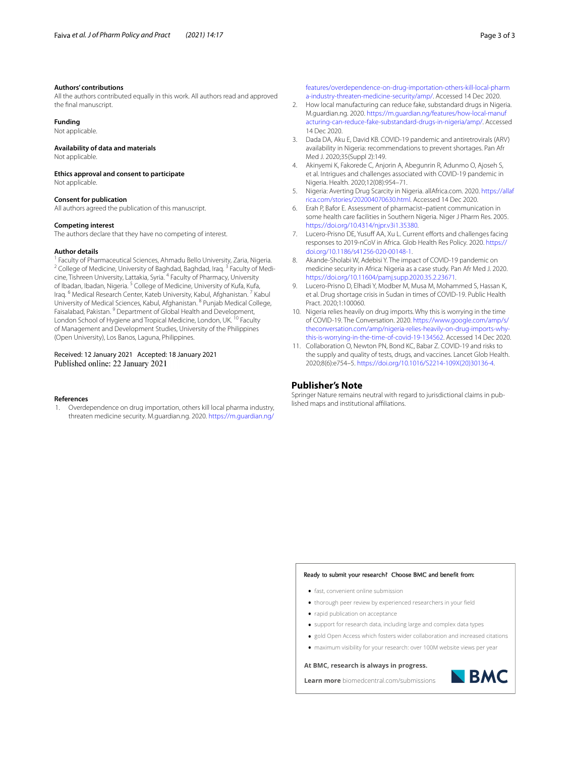### Authors' contributions

All the authors contributed equally in this work. All authors read and approved the final manuscript.

### Funding

Not applicable.

### Availability of data and materials

Not applicable.

### Ethics approval and consent to participate

Not applicable.

### Consent for publication

All authors agreed the publication of this manuscript.

### Competing interest

The authors declare that they have no competing of interest.

### Author details

[1] Faculty of Pharmaceutical Sciences, Ahmadu Bello University, Zaria, Nigeria. [2] College of Medicine, University of Baghdad, Baghdad, Iraq. [3] Faculty of Medicine, Tishreen University, Lattakia, Syria. [4] Faculty of Pharmacy, University of Ibadan, Ibadan, Nigeria. [5] College of Medicine, University of Kufa, Kufa, Iraq. [6] Medical Research Center, Kateb University, Kabul, Afghanistan. [7] Kabul University of Medical Sciences, Kabul, Afghanistan. [8] Punjab Medical College, Faisalabad, Pakistan. [9] Department of Global Health and Development, London School of Hygiene and Tropical Medicine, London, UK. [10] Faculty of Management and Development Studies, University of the Philippines (Open University), Los Banos, Laguna, Philippines.

Received: 12 January 2021 Accepted: 18 January 2021
Published online: 22 January 2021

### References

1. Overdependence on drug importation, others kill local pharma industry, threaten medicine security. M.guardian.ng. 2020. https://m.guardian.ng/features/overdependence-on-drug-importation-others-kill-local-pharma-industry-threaten-medicine-security/amp/. Accessed 14 Dec 2020.
2. How local manufacturing can reduce fake, substandard drugs in Nigeria. M.guardian.ng. 2020. https://m.guardian.ng/features/how-local-manufacturing-can-reduce-fake-substandard-drugs-in-nigeria/amp/. Accessed 14 Dec 2020.
3. Dada DA, Aku E, David KB. COVID-19 pandemic and antiretrovirals (ARV) availability in Nigeria: recommendations to prevent shortages. Pan Afr Med J. 2020;35(Suppl 2):149.
4. Akinyemi K, Fakorede C, Anjorin A, Abegunrin R, Adunmo O, Ajoseh S, et al. Intrigues and challenges associated with COVID-19 pandemic in Nigeria. Health. 2020;12(08):954–71.
5. Nigeria: Averting Drug Scarcity in Nigeria. allAfrica.com. 2020. https://allafrica.com/stories/202004070630.html. Accessed 14 Dec 2020.
6. Erah P, Bafor E. Assessment of pharmacist–patient communication in some health care facilities in Southern Nigeria. Niger J Pharm Res. 2005. https://doi.org/10.4314/njpr.v3i1.35380.
7. Lucero-Prisno DE, Yusuff AA, Xu L. Current efforts and challenges facing responses to 2019-nCoV in Africa. Glob Health Res Policy. 2020. https://doi.org/10.1186/s41256-020-00148-1.
8. Akande-Sholabi W, Adebisi Y. The impact of COVID-19 pandemic on medicine security in Africa: Nigeria as a case study. Pan Afr Med J. 2020. https://doi.org/10.11604/pamj.supp.2020.35.2.23671.
9. Lucero-Prisno D, Elhadi Y, Modber M, Musa M, Mohammed S, Hassan K, et al. Drug shortage crisis in Sudan in times of COVID-19. Public Health Pract. 2020;1:100060.
10. Nigeria relies heavily on drug imports. Why this is worrying in the time of COVID-19. The Conversation. 2020. https://www.google.com/amp/s/theconversation.com/amp/nigeria-relies-heavily-on-drug-imports-why-this-is-worrying-in-the-time-of-covid-19-134562. Accessed 14 Dec 2020.
11. Collaboration O, Newton PN, Bond KC, Babar Z. COVID-19 and risks to the supply and quality of tests, drugs, and vaccines. Lancet Glob Health. 2020;8(6):e754–5. https://doi.org/10.1016/S2214-109X(20)30136-4.

## Publisher's Note

Springer Nature remains neutral with regard to jurisdictional claims in published maps and institutional affiliations.

Ready to submit your research? Choose BMC and benefit from:

- fast, convenient online submission
- thorough peer review by experienced researchers in your field
- rapid publication on acceptance
- support for research data, including large and complex data types
- gold Open Access which fosters wider collaboration and increased citations
- maximum visibility for your research: over 100M website views per year

**At BMC, research is always in progress.**

**Learn more** biomedcentral.com/submissions

BMC